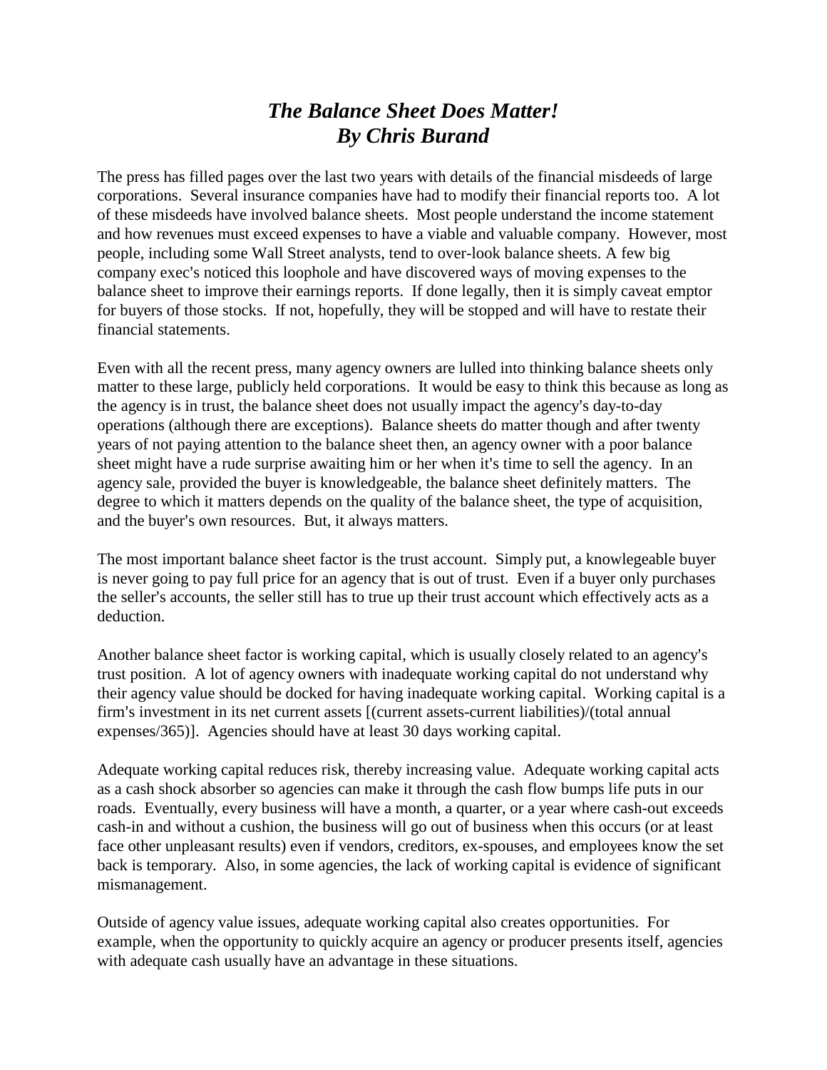# *The Balance Sheet Does Matter!*
# *By Chris Burand*

The press has filled pages over the last two years with details of the financial misdeeds of large corporations. Several insurance companies have had to modify their financial reports too. A lot of these misdeeds have involved balance sheets. Most people understand the income statement and how revenues must exceed expenses to have a viable and valuable company. However, most people, including some Wall Street analysts, tend to over-look balance sheets. A few big company exec's noticed this loophole and have discovered ways of moving expenses to the balance sheet to improve their earnings reports. If done legally, then it is simply caveat emptor for buyers of those stocks. If not, hopefully, they will be stopped and will have to restate their financial statements.

Even with all the recent press, many agency owners are lulled into thinking balance sheets only matter to these large, publicly held corporations. It would be easy to think this because as long as the agency is in trust, the balance sheet does not usually impact the agency's day-to-day operations (although there are exceptions). Balance sheets do matter though and after twenty years of not paying attention to the balance sheet then, an agency owner with a poor balance sheet might have a rude surprise awaiting him or her when it's time to sell the agency. In an agency sale, provided the buyer is knowledgeable, the balance sheet definitely matters. The degree to which it matters depends on the quality of the balance sheet, the type of acquisition, and the buyer's own resources. But, it always matters.

The most important balance sheet factor is the trust account. Simply put, a knowlegeable buyer is never going to pay full price for an agency that is out of trust. Even if a buyer only purchases the seller's accounts, the seller still has to true up their trust account which effectively acts as a deduction.

Another balance sheet factor is working capital, which is usually closely related to an agency's trust position. A lot of agency owners with inadequate working capital do not understand why their agency value should be docked for having inadequate working capital. Working capital is a firm's investment in its net current assets [(current assets-current liabilities)/(total annual expenses/365)]. Agencies should have at least 30 days working capital.

Adequate working capital reduces risk, thereby increasing value. Adequate working capital acts as a cash shock absorber so agencies can make it through the cash flow bumps life puts in our roads. Eventually, every business will have a month, a quarter, or a year where cash-out exceeds cash-in and without a cushion, the business will go out of business when this occurs (or at least face other unpleasant results) even if vendors, creditors, ex-spouses, and employees know the set back is temporary. Also, in some agencies, the lack of working capital is evidence of significant mismanagement.

Outside of agency value issues, adequate working capital also creates opportunities. For example, when the opportunity to quickly acquire an agency or producer presents itself, agencies with adequate cash usually have an advantage in these situations.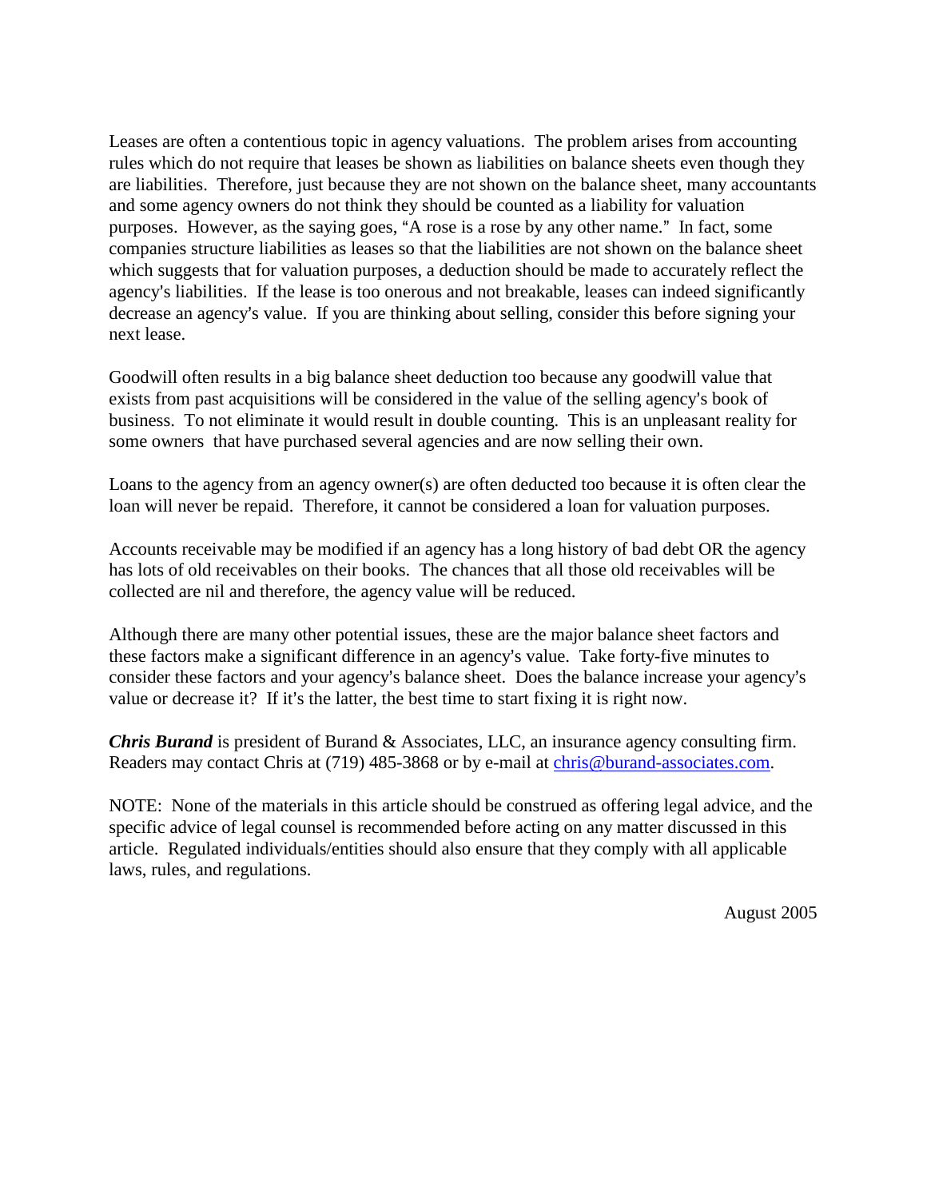Leases are often a contentious topic in agency valuations. The problem arises from accounting rules which do not require that leases be shown as liabilities on balance sheets even though they are liabilities. Therefore, just because they are not shown on the balance sheet, many accountants and some agency owners do not think they should be counted as a liability for valuation purposes. However, as the saying goes, "A rose is a rose by any other name." In fact, some companies structure liabilities as leases so that the liabilities are not shown on the balance sheet which suggests that for valuation purposes, a deduction should be made to accurately reflect the agency's liabilities. If the lease is too onerous and not breakable, leases can indeed significantly decrease an agency's value. If you are thinking about selling, consider this before signing your next lease.

Goodwill often results in a big balance sheet deduction too because any goodwill value that exists from past acquisitions will be considered in the value of the selling agency's book of business. To not eliminate it would result in double counting. This is an unpleasant reality for some owners that have purchased several agencies and are now selling their own.

Loans to the agency from an agency owner(s) are often deducted too because it is often clear the loan will never be repaid. Therefore, it cannot be considered a loan for valuation purposes.

Accounts receivable may be modified if an agency has a long history of bad debt OR the agency has lots of old receivables on their books. The chances that all those old receivables will be collected are nil and therefore, the agency value will be reduced.

Although there are many other potential issues, these are the major balance sheet factors and these factors make a significant difference in an agency's value. Take forty-five minutes to consider these factors and your agency's balance sheet. Does the balance increase your agency's value or decrease it? If it's the latter, the best time to start fixing it is right now.

***Chris Burand*** is president of Burand & Associates, LLC, an insurance agency consulting firm. Readers may contact Chris at (719) 485-3868 or by e-mail at chris@burand-associates.com.

NOTE: None of the materials in this article should be construed as offering legal advice, and the specific advice of legal counsel is recommended before acting on any matter discussed in this article. Regulated individuals/entities should also ensure that they comply with all applicable laws, rules, and regulations.

August 2005